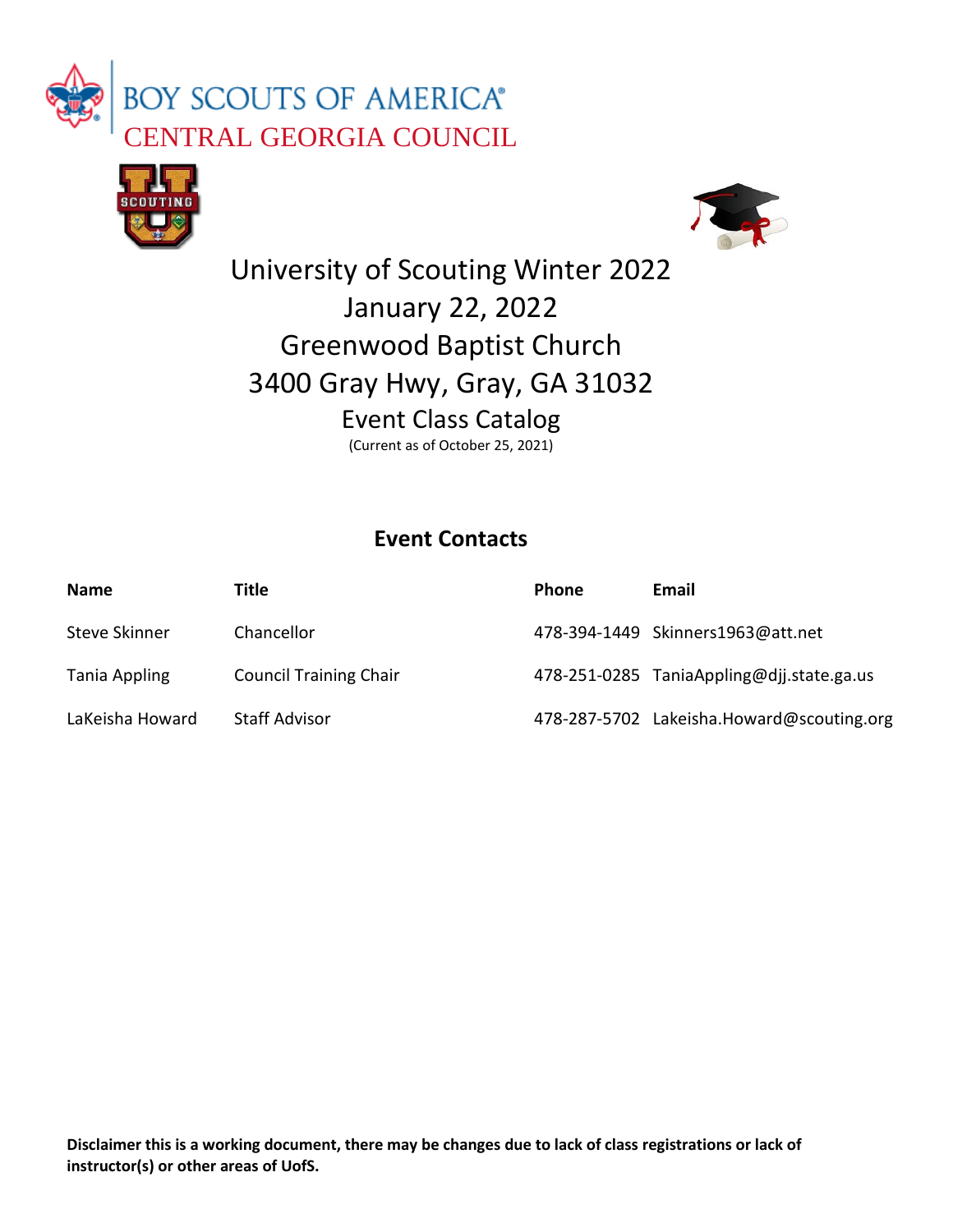BOY SCOUTS OF AMERICA®

CENTRAL GEORGIA COUNCIL

# University of Scouting Winter 2022

## January 22, 2022

## Greenwood Baptist Church

## 3400 Gray Hwy, Gray, GA 31032

## Event Class Catalog

(Current as of October 25, 2021)

## Event Contacts

| Name | Title | Phone | Email |
|---|---|---|---|
| Steve Skinner | Chancellor | 478-394-1449 | Skinners1963@att.net |
| Tania Appling | Council Training Chair | 478-251-0285 | TaniaAppling@djj.state.ga.us |
| LaKeisha Howard | Staff Advisor | 478-287-5702 | Lakeisha.Howard@scouting.org |

**Disclaimer this is a working document, there may be changes due to lack of class registrations or lack of instructor(s) or other areas of UofS.**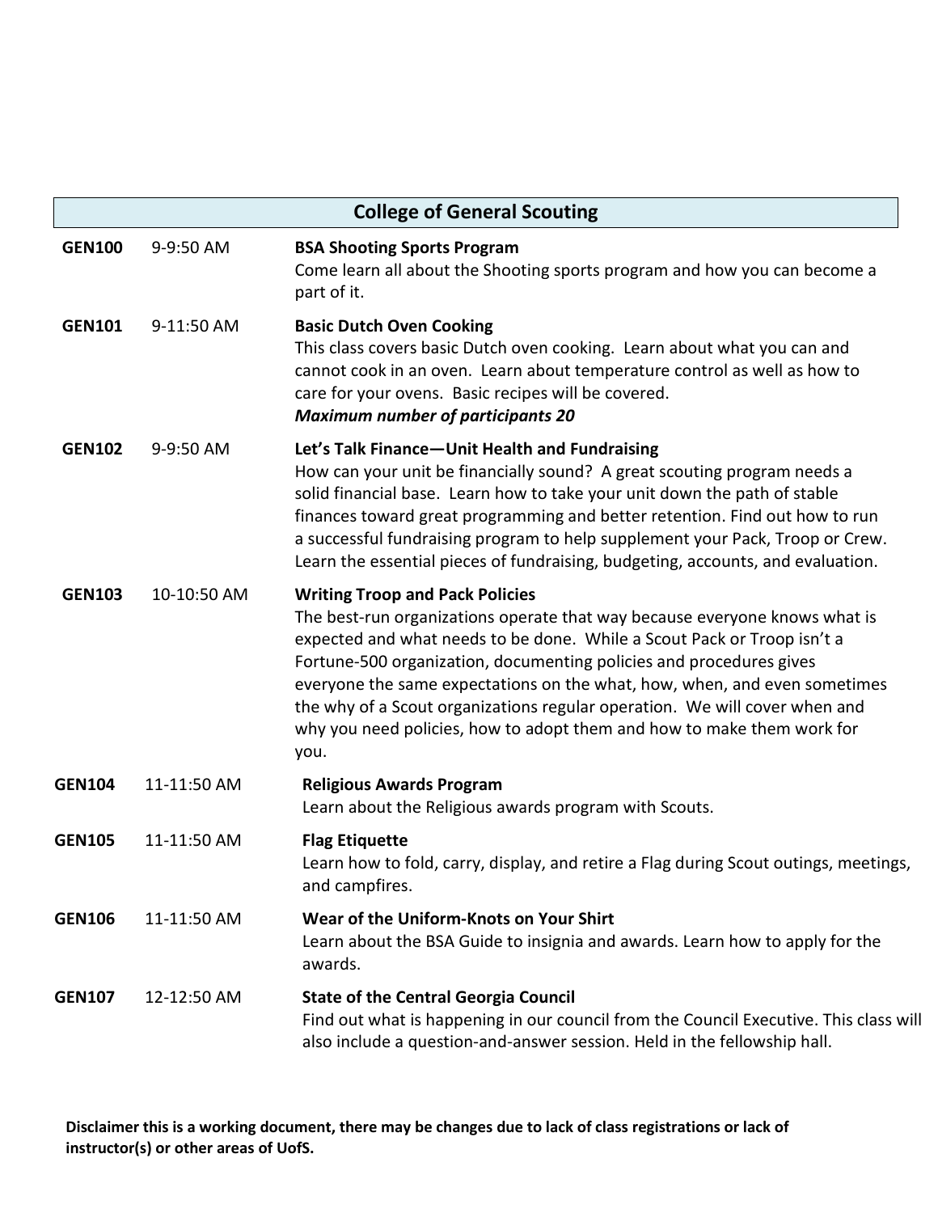## College of General Scouting

**GEN100** 9-9:50 AM

**BSA Shooting Sports Program**
Come learn all about the Shooting sports program and how you can become a part of it.

**GEN101** 9-11:50 AM

**Basic Dutch Oven Cooking**
This class covers basic Dutch oven cooking. Learn about what you can and cannot cook in an oven. Learn about temperature control as well as how to care for your ovens. Basic recipes will be covered.
***Maximum number of participants 20***

**GEN102** 9-9:50 AM

**Let's Talk Finance—Unit Health and Fundraising**
How can your unit be financially sound? A great scouting program needs a solid financial base. Learn how to take your unit down the path of stable finances toward great programming and better retention. Find out how to run a successful fundraising program to help supplement your Pack, Troop or Crew. Learn the essential pieces of fundraising, budgeting, accounts, and evaluation.

**GEN103** 10-10:50 AM

**Writing Troop and Pack Policies**
The best-run organizations operate that way because everyone knows what is expected and what needs to be done. While a Scout Pack or Troop isn't a Fortune-500 organization, documenting policies and procedures gives everyone the same expectations on the what, how, when, and even sometimes the why of a Scout organizations regular operation. We will cover when and why you need policies, how to adopt them and how to make them work for you.

**GEN104** 11-11:50 AM

**Religious Awards Program**
Learn about the Religious awards program with Scouts.

**GEN105** 11-11:50 AM

**Flag Etiquette**
Learn how to fold, carry, display, and retire a Flag during Scout outings, meetings, and campfires.

**GEN106** 11-11:50 AM

**Wear of the Uniform-Knots on Your Shirt**
Learn about the BSA Guide to insignia and awards. Learn how to apply for the awards.

**GEN107** 12-12:50 AM

**State of the Central Georgia Council**
Find out what is happening in our council from the Council Executive. This class will also include a question-and-answer session. Held in the fellowship hall.

**Disclaimer this is a working document, there may be changes due to lack of class registrations or lack of instructor(s) or other areas of UofS.**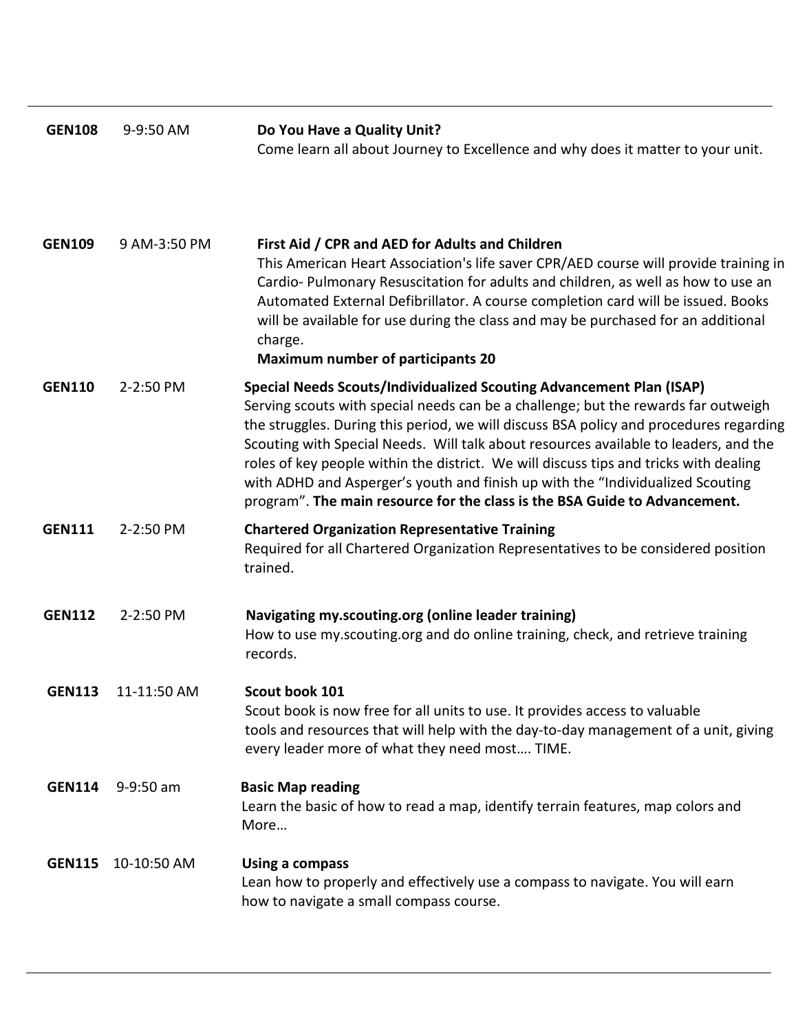**GEN108** 9-9:50 AM **Do You Have a Quality Unit?**
Come learn all about Journey to Excellence and why does it matter to your unit.

**GEN109** 9 AM-3:50 PM **First Aid / CPR and AED for Adults and Children**
This American Heart Association's life saver CPR/AED course will provide training in Cardio- Pulmonary Resuscitation for adults and children, as well as how to use an Automated External Defibrillator. A course completion card will be issued. Books will be available for use during the class and may be purchased for an additional charge.
**Maximum number of participants 20**

**GEN110** 2-2:50 PM **Special Needs Scouts/Individualized Scouting Advancement Plan (ISAP)**
Serving scouts with special needs can be a challenge; but the rewards far outweigh the struggles. During this period, we will discuss BSA policy and procedures regarding Scouting with Special Needs. Will talk about resources available to leaders, and the roles of key people within the district. We will discuss tips and tricks with dealing with ADHD and Asperger's youth and finish up with the "Individualized Scouting program". **The main resource for the class is the BSA Guide to Advancement.**

**GEN111** 2-2:50 PM **Chartered Organization Representative Training**
Required for all Chartered Organization Representatives to be considered position trained.

**GEN112** 2-2:50 PM **Navigating my.scouting.org (online leader training)**
How to use my.scouting.org and do online training, check, and retrieve training records.

**GEN113** 11-11:50 AM **Scout book 101**
Scout book is now free for all units to use. It provides access to valuable tools and resources that will help with the day-to-day management of a unit, giving every leader more of what they need most…. TIME.

**GEN114** 9-9:50 am **Basic Map reading**
Learn the basic of how to read a map, identify terrain features, map colors and More…

**GEN115** 10-10:50 AM **Using a compass**
Lean how to properly and effectively use a compass to navigate. You will earn how to navigate a small compass course.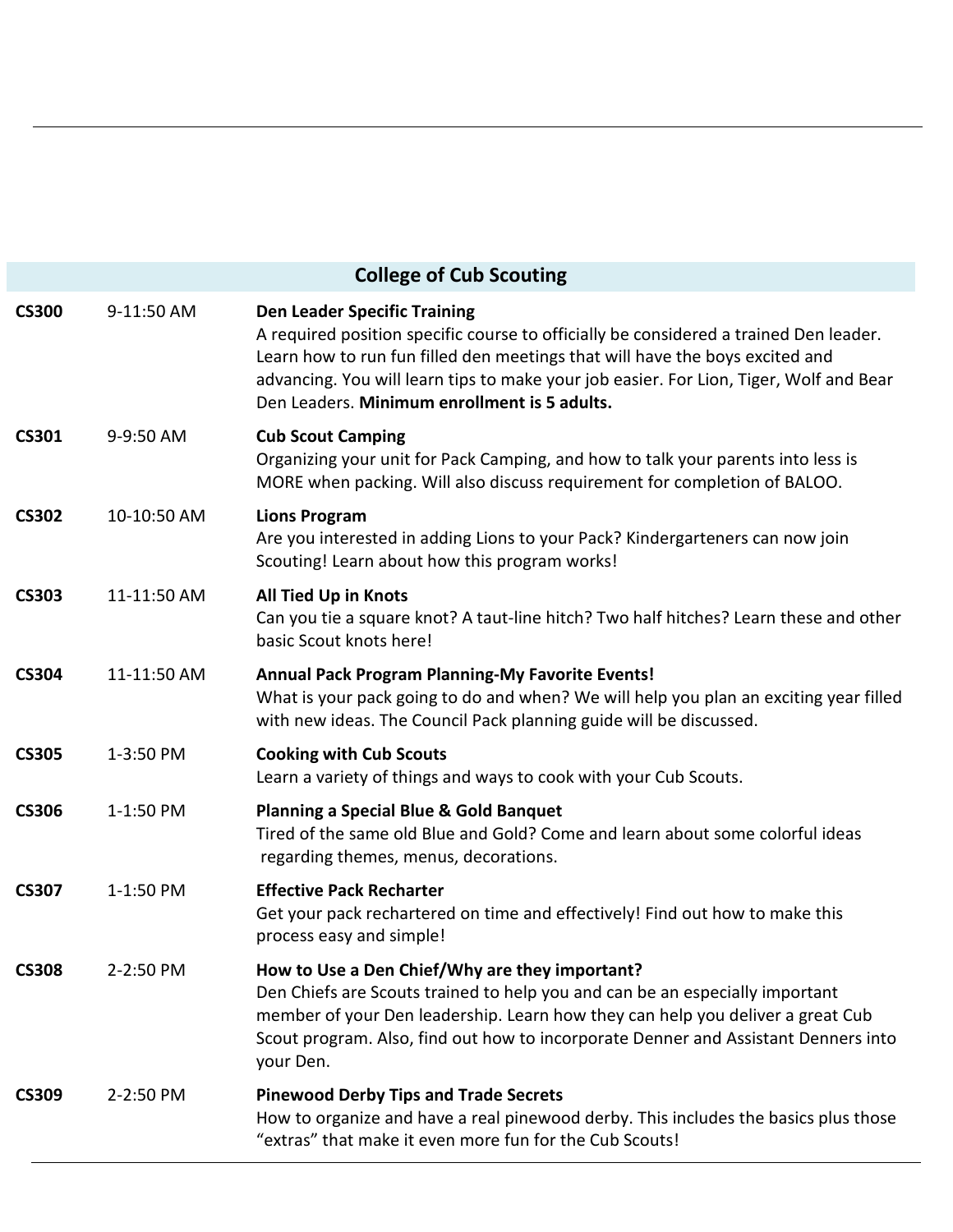## College of Cub Scouting

| | | |
|---|---|---|
| **CS300** | 9-11:50 AM | **Den Leader Specific Training**<br>A required position specific course to officially be considered a trained Den leader. Learn how to run fun filled den meetings that will have the boys excited and advancing. You will learn tips to make your job easier. For Lion, Tiger, Wolf and Bear Den Leaders. **Minimum enrollment is 5 adults.** |
| **CS301** | 9-9:50 AM | **Cub Scout Camping**<br>Organizing your unit for Pack Camping, and how to talk your parents into less is MORE when packing. Will also discuss requirement for completion of BALOO. |
| **CS302** | 10-10:50 AM | **Lions Program**<br>Are you interested in adding Lions to your Pack? Kindergarteners can now join Scouting! Learn about how this program works! |
| **CS303** | 11-11:50 AM | **All Tied Up in Knots**<br>Can you tie a square knot? A taut-line hitch? Two half hitches? Learn these and other basic Scout knots here! |
| **CS304** | 11-11:50 AM | **Annual Pack Program Planning-My Favorite Events!**<br>What is your pack going to do and when? We will help you plan an exciting year filled with new ideas. The Council Pack planning guide will be discussed. |
| **CS305** | 1-3:50 PM | **Cooking with Cub Scouts**<br>Learn a variety of things and ways to cook with your Cub Scouts. |
| **CS306** | 1-1:50 PM | **Planning a Special Blue & Gold Banquet**<br>Tired of the same old Blue and Gold? Come and learn about some colorful ideas regarding themes, menus, decorations. |
| **CS307** | 1-1:50 PM | **Effective Pack Recharter**<br>Get your pack rechartered on time and effectively! Find out how to make this process easy and simple! |
| **CS308** | 2-2:50 PM | **How to Use a Den Chief/Why are they important?**<br>Den Chiefs are Scouts trained to help you and can be an especially important member of your Den leadership. Learn how they can help you deliver a great Cub Scout program. Also, find out how to incorporate Denner and Assistant Denners into your Den. |
| **CS309** | 2-2:50 PM | **Pinewood Derby Tips and Trade Secrets**<br>How to organize and have a real pinewood derby. This includes the basics plus those "extras" that make it even more fun for the Cub Scouts! |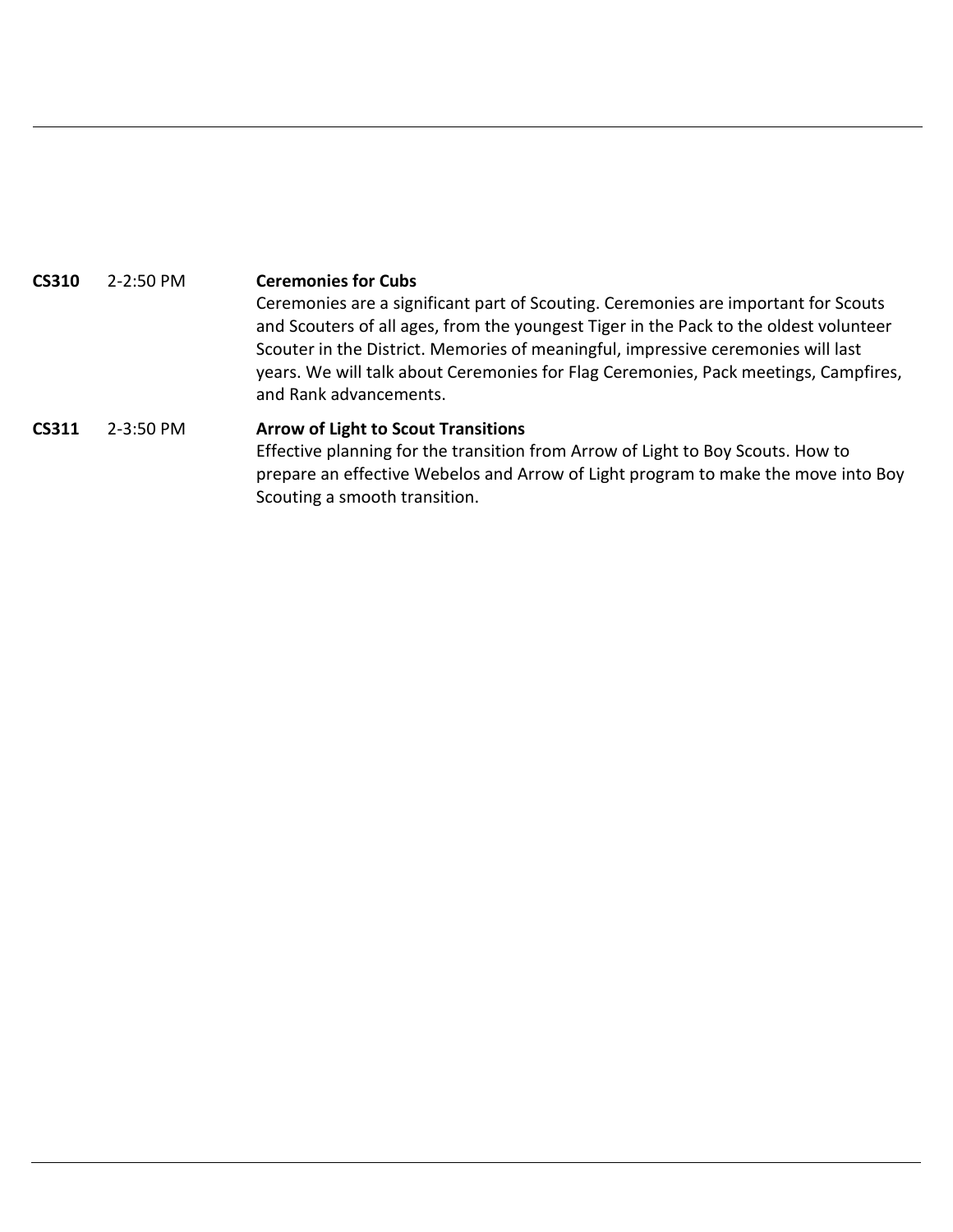**CS310** 2-2:50 PM **Ceremonies for Cubs**

Ceremonies are a significant part of Scouting. Ceremonies are important for Scouts and Scouters of all ages, from the youngest Tiger in the Pack to the oldest volunteer Scouter in the District. Memories of meaningful, impressive ceremonies will last years. We will talk about Ceremonies for Flag Ceremonies, Pack meetings, Campfires, and Rank advancements.

**CS311** 2-3:50 PM **Arrow of Light to Scout Transitions**

Effective planning for the transition from Arrow of Light to Boy Scouts. How to prepare an effective Webelos and Arrow of Light program to make the move into Boy Scouting a smooth transition.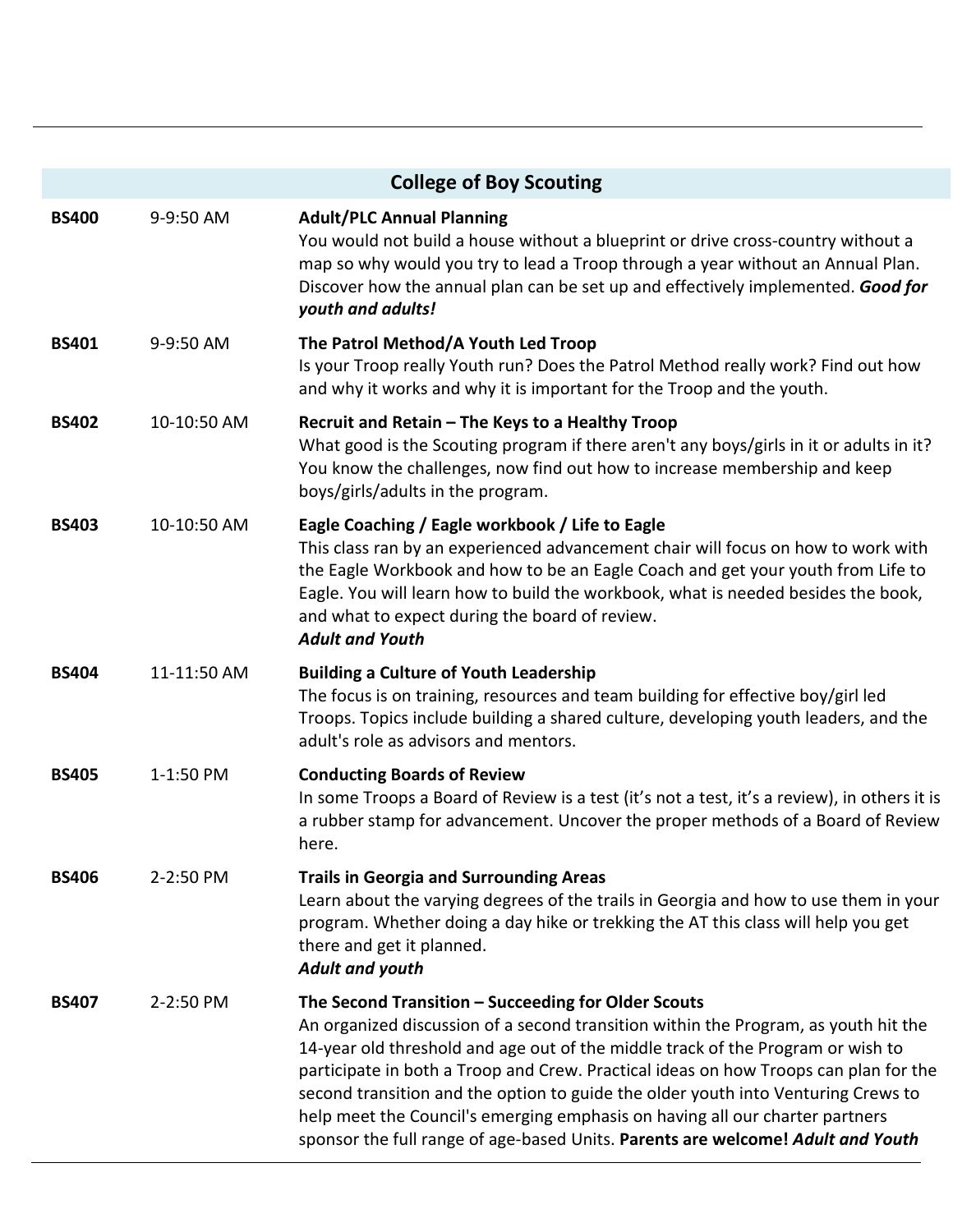## College of Boy Scouting

| Code | Time | Course |
|---|---|---|
| **BS400** | 9-9:50 AM | **Adult/PLC Annual Planning**<br>You would not build a house without a blueprint or drive cross-country without a map so why would you try to lead a Troop through a year without an Annual Plan. Discover how the annual plan can be set up and effectively implemented. ***Good for youth and adults!*** |
| **BS401** | 9-9:50 AM | **The Patrol Method/A Youth Led Troop**<br>Is your Troop really Youth run? Does the Patrol Method really work? Find out how and why it works and why it is important for the Troop and the youth. |
| **BS402** | 10-10:50 AM | **Recruit and Retain – The Keys to a Healthy Troop**<br>What good is the Scouting program if there aren't any boys/girls in it or adults in it? You know the challenges, now find out how to increase membership and keep boys/girls/adults in the program. |
| **BS403** | 10-10:50 AM | **Eagle Coaching / Eagle workbook / Life to Eagle**<br>This class ran by an experienced advancement chair will focus on how to work with the Eagle Workbook and how to be an Eagle Coach and get your youth from Life to Eagle. You will learn how to build the workbook, what is needed besides the book, and what to expect during the board of review.<br>***Adult and Youth*** |
| **BS404** | 11-11:50 AM | **Building a Culture of Youth Leadership**<br>The focus is on training, resources and team building for effective boy/girl led Troops. Topics include building a shared culture, developing youth leaders, and the adult's role as advisors and mentors. |
| **BS405** | 1-1:50 PM | **Conducting Boards of Review**<br>In some Troops a Board of Review is a test (it's not a test, it's a review), in others it is a rubber stamp for advancement. Uncover the proper methods of a Board of Review here. |
| **BS406** | 2-2:50 PM | **Trails in Georgia and Surrounding Areas**<br>Learn about the varying degrees of the trails in Georgia and how to use them in your program. Whether doing a day hike or trekking the AT this class will help you get there and get it planned.<br>***Adult and youth*** |
| **BS407** | 2-2:50 PM | **The Second Transition – Succeeding for Older Scouts**<br>An organized discussion of a second transition within the Program, as youth hit the 14-year old threshold and age out of the middle track of the Program or wish to participate in both a Troop and Crew. Practical ideas on how Troops can plan for the second transition and the option to guide the older youth into Venturing Crews to help meet the Council's emerging emphasis on having all our charter partners sponsor the full range of age-based Units. **Parents are welcome!** ***Adult and Youth*** |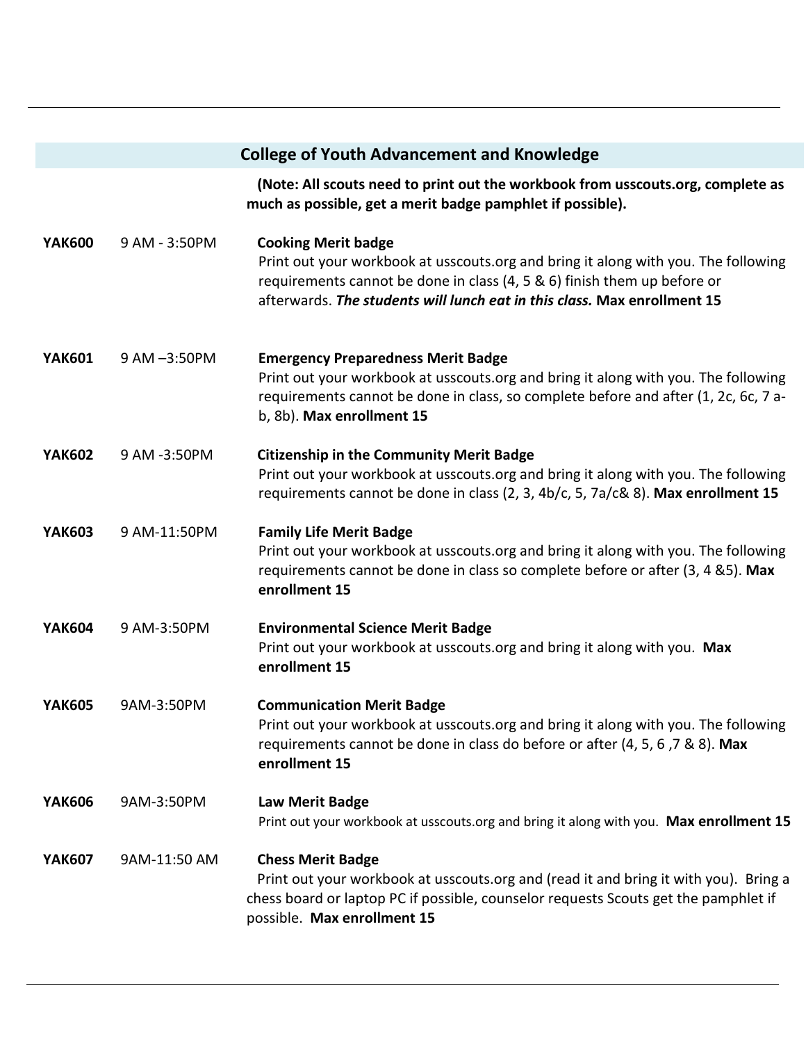## College of Youth Advancement and Knowledge

**(Note: All scouts need to print out the workbook from usscouts.org, complete as much as possible, get a merit badge pamphlet if possible).**

**YAK600** 9 AM - 3:50PM **Cooking Merit badge**
Print out your workbook at usscouts.org and bring it along with you. The following requirements cannot be done in class (4, 5 & 6) finish them up before or afterwards. ***The students will lunch eat in this class.*** **Max enrollment 15**

**YAK601** 9 AM –3:50PM **Emergency Preparedness Merit Badge**
Print out your workbook at usscouts.org and bring it along with you. The following requirements cannot be done in class, so complete before and after (1, 2c, 6c, 7 a-b, 8b). **Max enrollment 15**

**YAK602** 9 AM -3:50PM **Citizenship in the Community Merit Badge**
Print out your workbook at usscouts.org and bring it along with you. The following requirements cannot be done in class (2, 3, 4b/c, 5, 7a/c& 8). **Max enrollment 15**

**YAK603** 9 AM-11:50PM **Family Life Merit Badge**
Print out your workbook at usscouts.org and bring it along with you. The following requirements cannot be done in class so complete before or after (3, 4 &5). **Max enrollment 15**

**YAK604** 9 AM-3:50PM **Environmental Science Merit Badge**
Print out your workbook at usscouts.org and bring it along with you. **Max enrollment 15**

**YAK605** 9AM-3:50PM **Communication Merit Badge**
Print out your workbook at usscouts.org and bring it along with you. The following requirements cannot be done in class do before or after (4, 5, 6 ,7 & 8). **Max enrollment 15**

**YAK606** 9AM-3:50PM **Law Merit Badge**
Print out your workbook at usscouts.org and bring it along with you. **Max enrollment 15**

**YAK607** 9AM-11:50 AM **Chess Merit Badge**
Print out your workbook at usscouts.org and (read it and bring it with you). Bring a chess board or laptop PC if possible, counselor requests Scouts get the pamphlet if possible. **Max enrollment 15**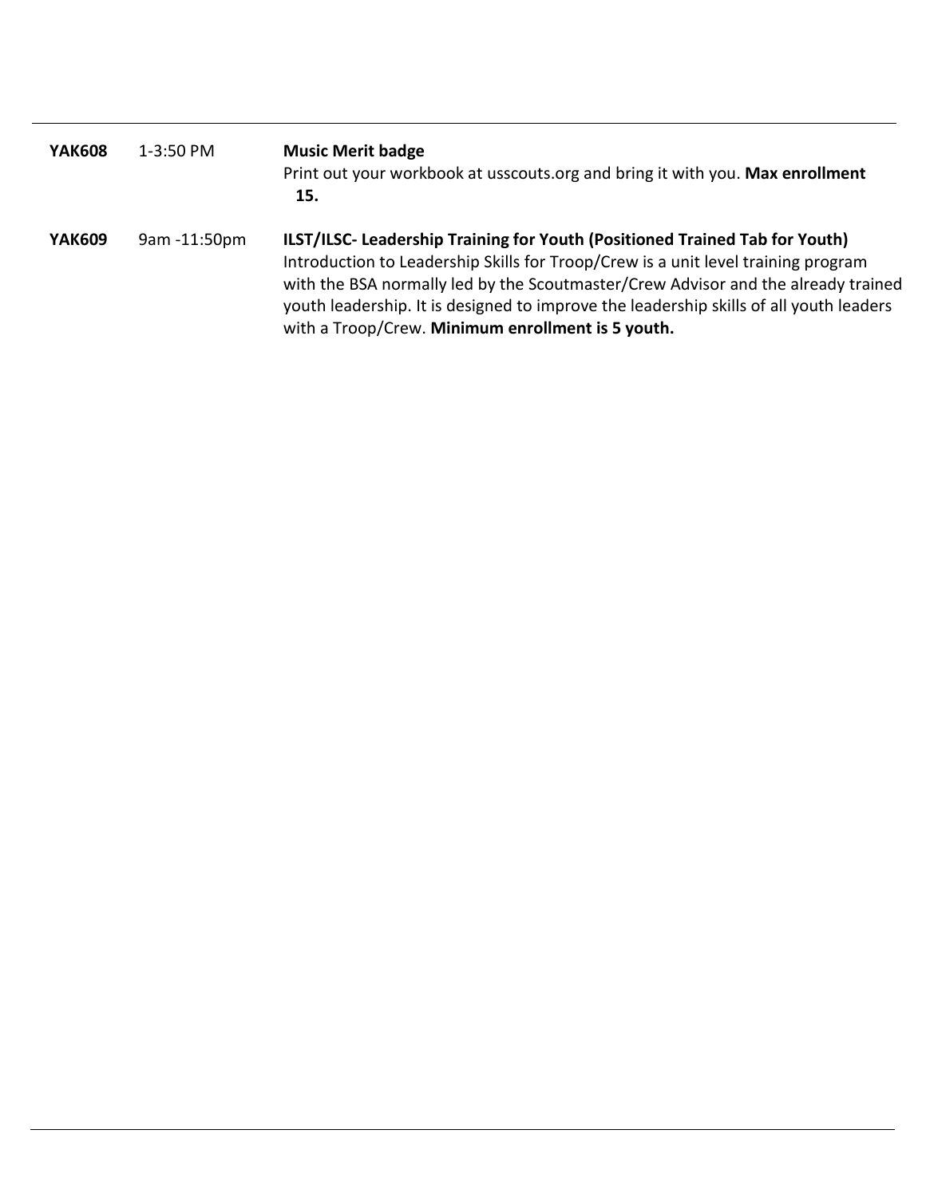| | | |
|---|---|---|
| **YAK608** | 1-3:50 PM | **Music Merit badge**<br>Print out your workbook at usscouts.org and bring it with you. **Max enrollment 15.** |
| **YAK609** | 9am -11:50pm | **ILST/ILSC- Leadership Training for Youth (Positioned Trained Tab for Youth)**<br>Introduction to Leadership Skills for Troop/Crew is a unit level training program with the BSA normally led by the Scoutmaster/Crew Advisor and the already trained youth leadership. It is designed to improve the leadership skills of all youth leaders with a Troop/Crew. **Minimum enrollment is 5 youth.** |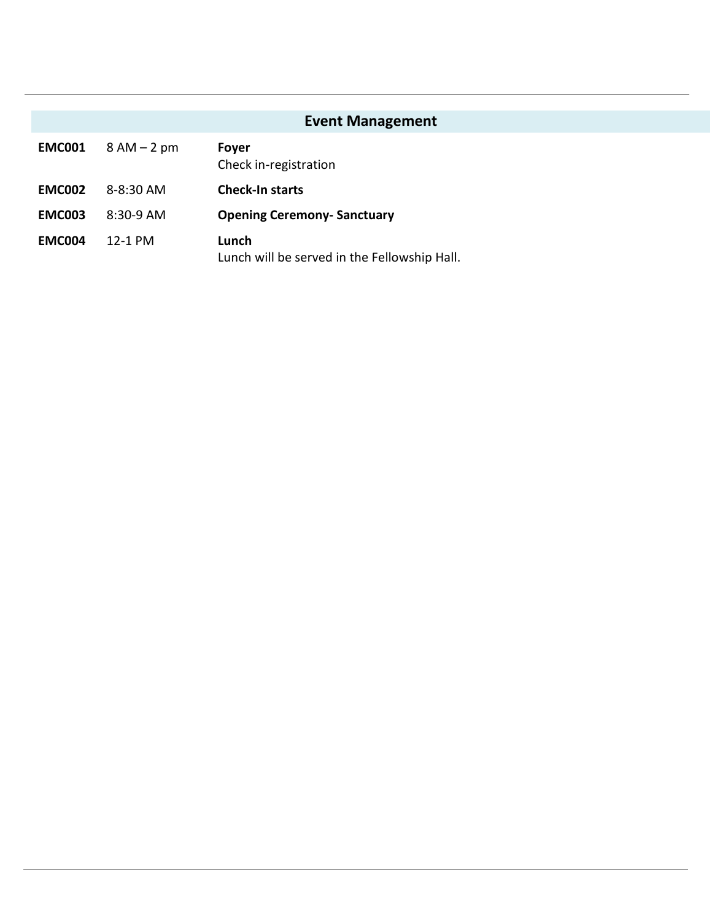## Event Management

| | | |
|---|---|---|
| **EMC001** | 8 AM – 2 pm | **Foyer**<br>Check in-registration |
| **EMC002** | 8-8:30 AM | **Check-In starts** |
| **EMC003** | 8:30-9 AM | **Opening Ceremony- Sanctuary** |
| **EMC004** | 12-1 PM | **Lunch**<br>Lunch will be served in the Fellowship Hall. |